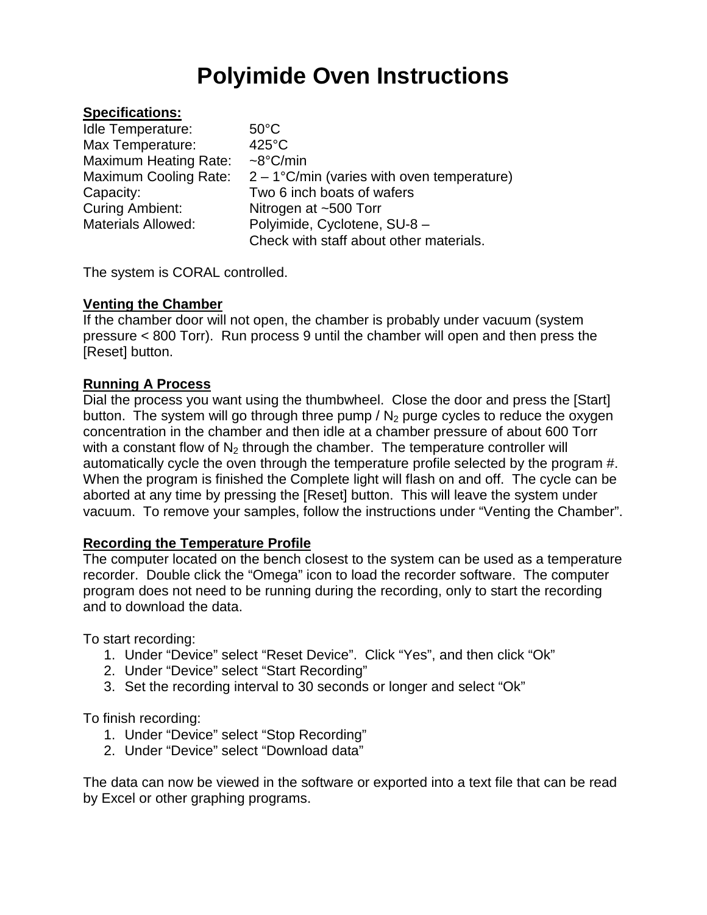# Polyimide Oven Instructions

**Specifications:**

| | |
|---|---|
| Idle Temperature: | 50°C |
| Max Temperature: | 425°C |
| Maximum Heating Rate: | ~8°C/min |
| Maximum Cooling Rate: | 2 – 1°C/min (varies with oven temperature) |
| Capacity: | Two 6 inch boats of wafers |
| Curing Ambient: | Nitrogen at ~500 Torr |
| Materials Allowed: | Polyimide, Cyclotene, SU-8 – Check with staff about other materials. |

The system is CORAL controlled.

**Venting the Chamber**

If the chamber door will not open, the chamber is probably under vacuum (system pressure < 800 Torr). Run process 9 until the chamber will open and then press the [Reset] button.

**Running A Process**

Dial the process you want using the thumbwheel. Close the door and press the [Start] button. The system will go through three pump / $N_2$ purge cycles to reduce the oxygen concentration in the chamber and then idle at a chamber pressure of about 600 Torr with a constant flow of $N_2$ through the chamber. The temperature controller will automatically cycle the oven through the temperature profile selected by the program #. When the program is finished the Complete light will flash on and off. The cycle can be aborted at any time by pressing the [Reset] button. This will leave the system under vacuum. To remove your samples, follow the instructions under "Venting the Chamber".

**Recording the Temperature Profile**

The computer located on the bench closest to the system can be used as a temperature recorder. Double click the "Omega" icon to load the recorder software. The computer program does not need to be running during the recording, only to start the recording and to download the data.

To start recording:

1. Under "Device" select "Reset Device". Click "Yes", and then click "Ok"
2. Under "Device" select "Start Recording"
3. Set the recording interval to 30 seconds or longer and select "Ok"

To finish recording:

1. Under "Device" select "Stop Recording"
2. Under "Device" select "Download data"

The data can now be viewed in the software or exported into a text file that can be read by Excel or other graphing programs.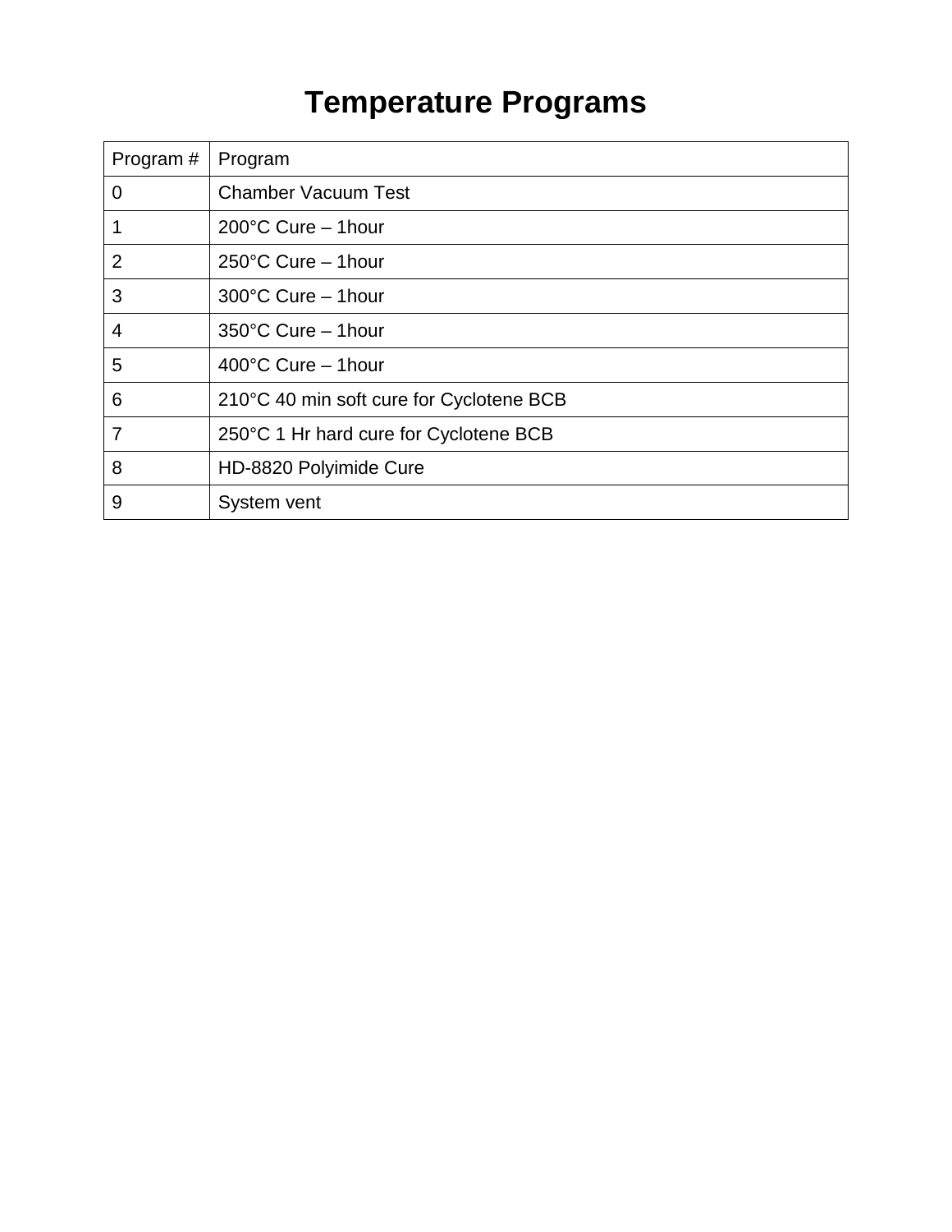# Temperature Programs

| Program # | Program |
|---|---|
| 0 | Chamber Vacuum Test |
| 1 | 200°C Cure – 1hour |
| 2 | 250°C Cure – 1hour |
| 3 | 300°C Cure – 1hour |
| 4 | 350°C Cure – 1hour |
| 5 | 400°C Cure – 1hour |
| 6 | 210°C 40 min soft cure for Cyclotene BCB |
| 7 | 250°C 1 Hr hard cure for Cyclotene BCB |
| 8 | HD-8820 Polyimide Cure |
| 9 | System vent |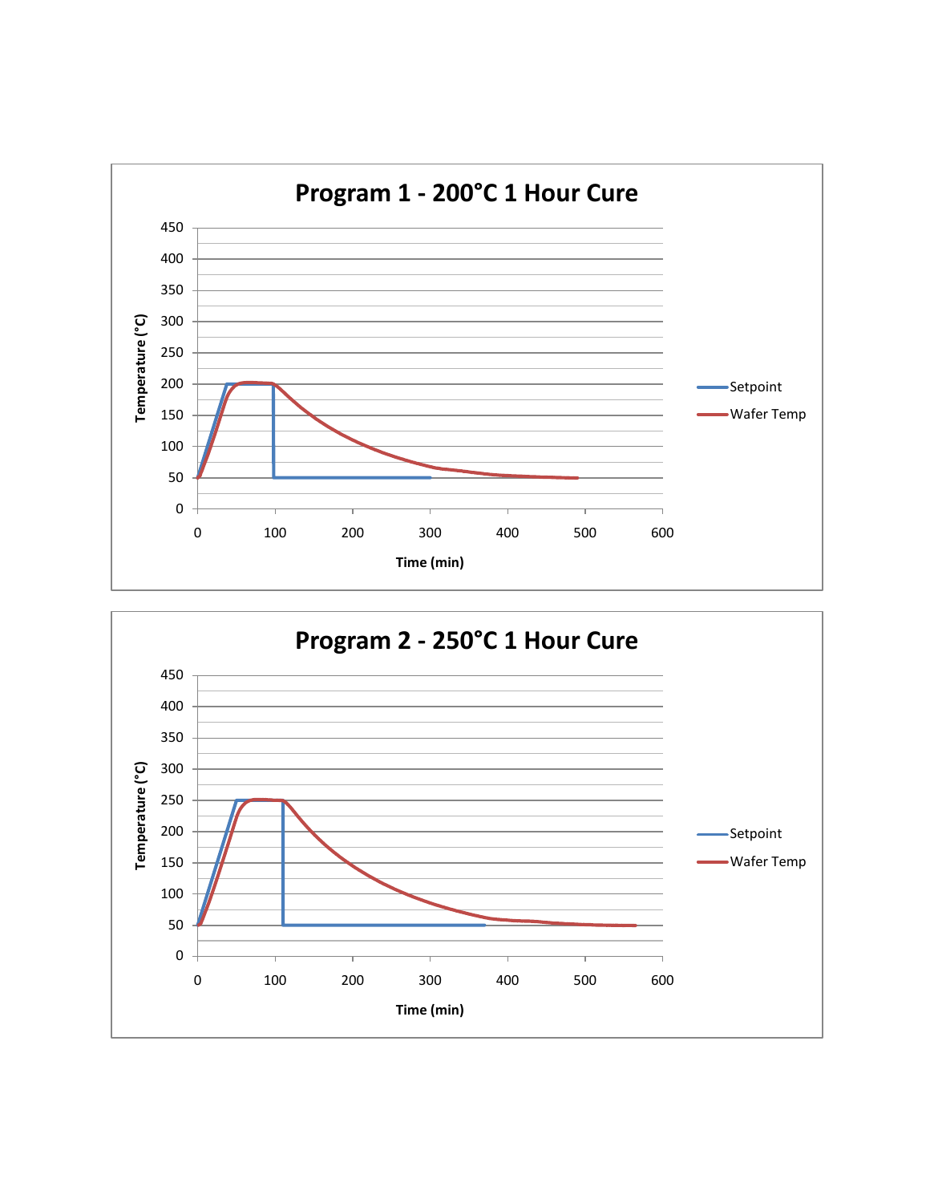## Program 1 - 200°C 1 Hour Cure

Temperature (°C): 0, 50, 100, 150, 200, 250, 300, 350, 400, 450

Time (min): 0, 100, 200, 300, 400, 500, 600

Setpoint

Wafer Temp

## Program 2 - 250°C 1 Hour Cure

Temperature (°C): 0, 50, 100, 150, 200, 250, 300, 350, 400, 450

Time (min): 0, 100, 200, 300, 400, 500, 600

Setpoint

Wafer Temp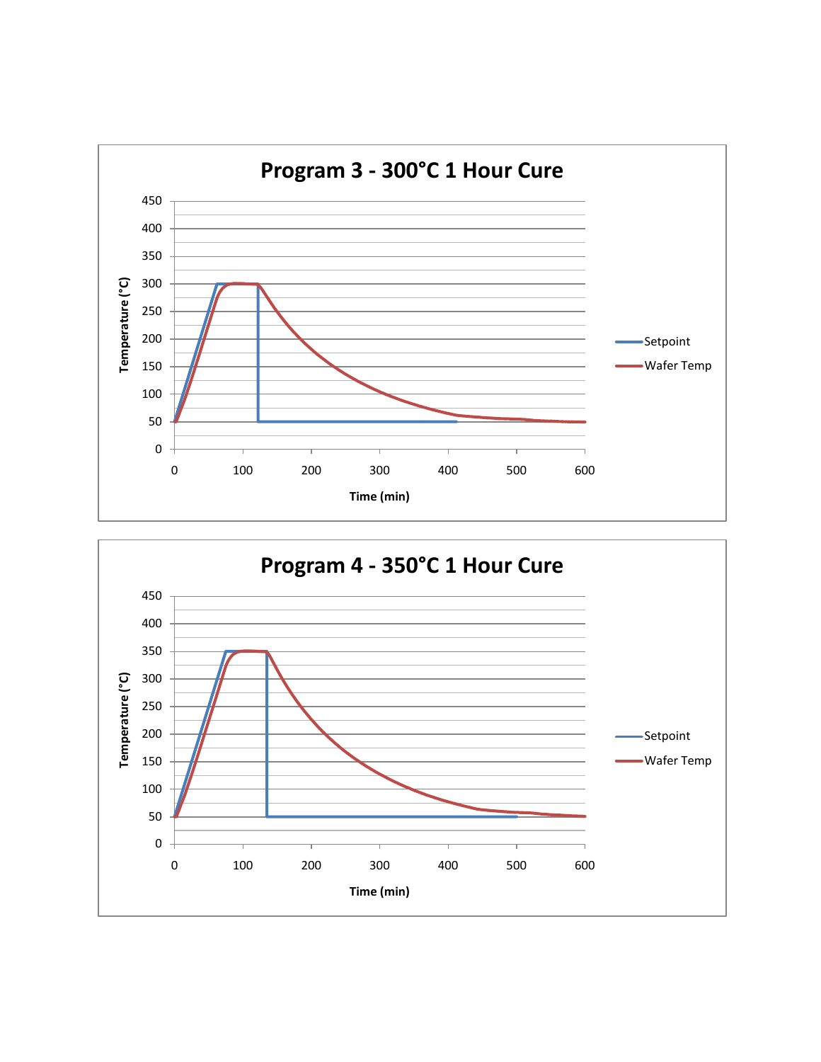**Program 3 - 300°C 1 Hour Cure**

Temperature (°C)

Time (min)

Setpoint

Wafer Temp

**Program 4 - 350°C 1 Hour Cure**

Temperature (°C)

Time (min)

Setpoint

Wafer Temp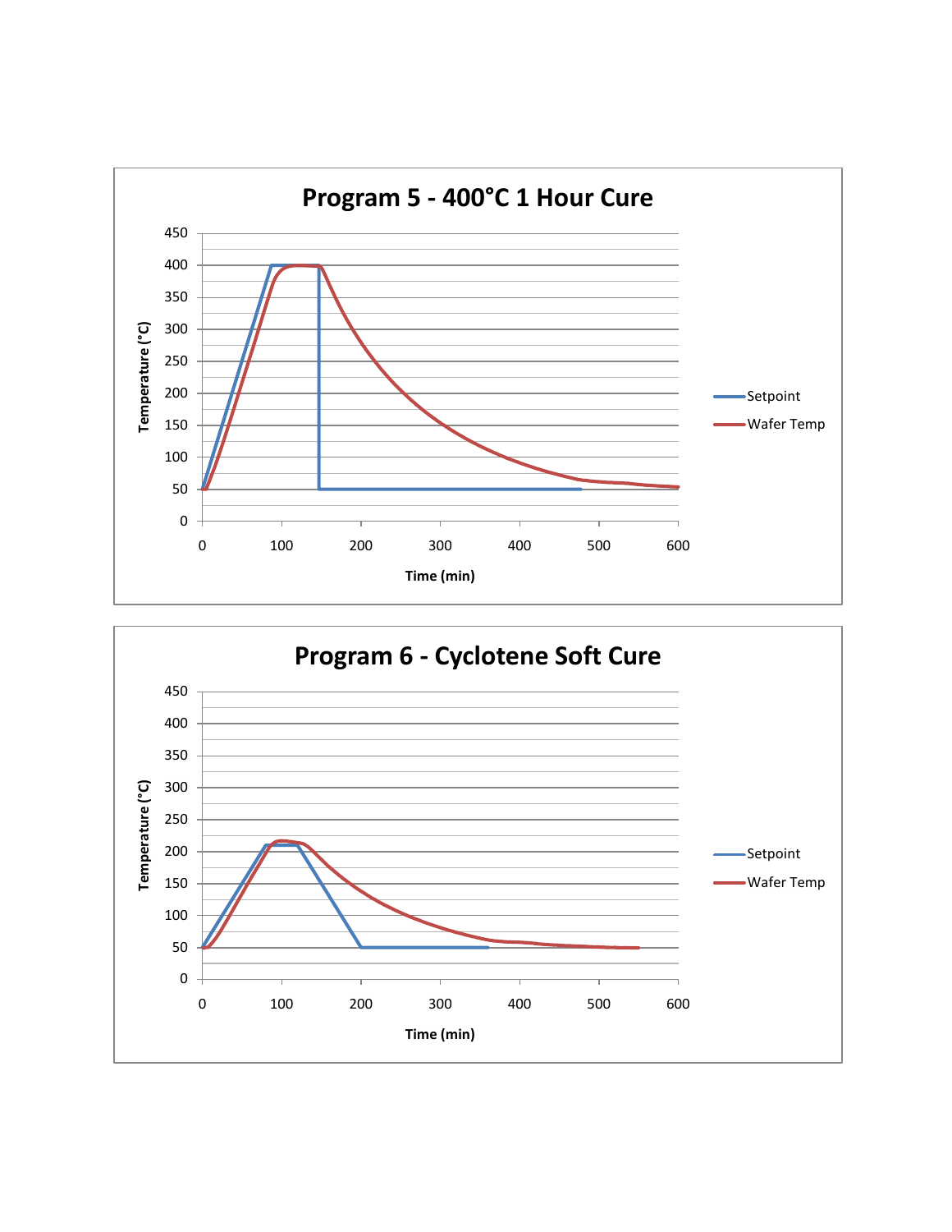## Program 5 - 400°C 1 Hour Cure

Temperature (°C)

Time (min)

Setpoint

Wafer Temp

## Program 6 - Cyclotene Soft Cure

Temperature (°C)

Time (min)

Setpoint

Wafer Temp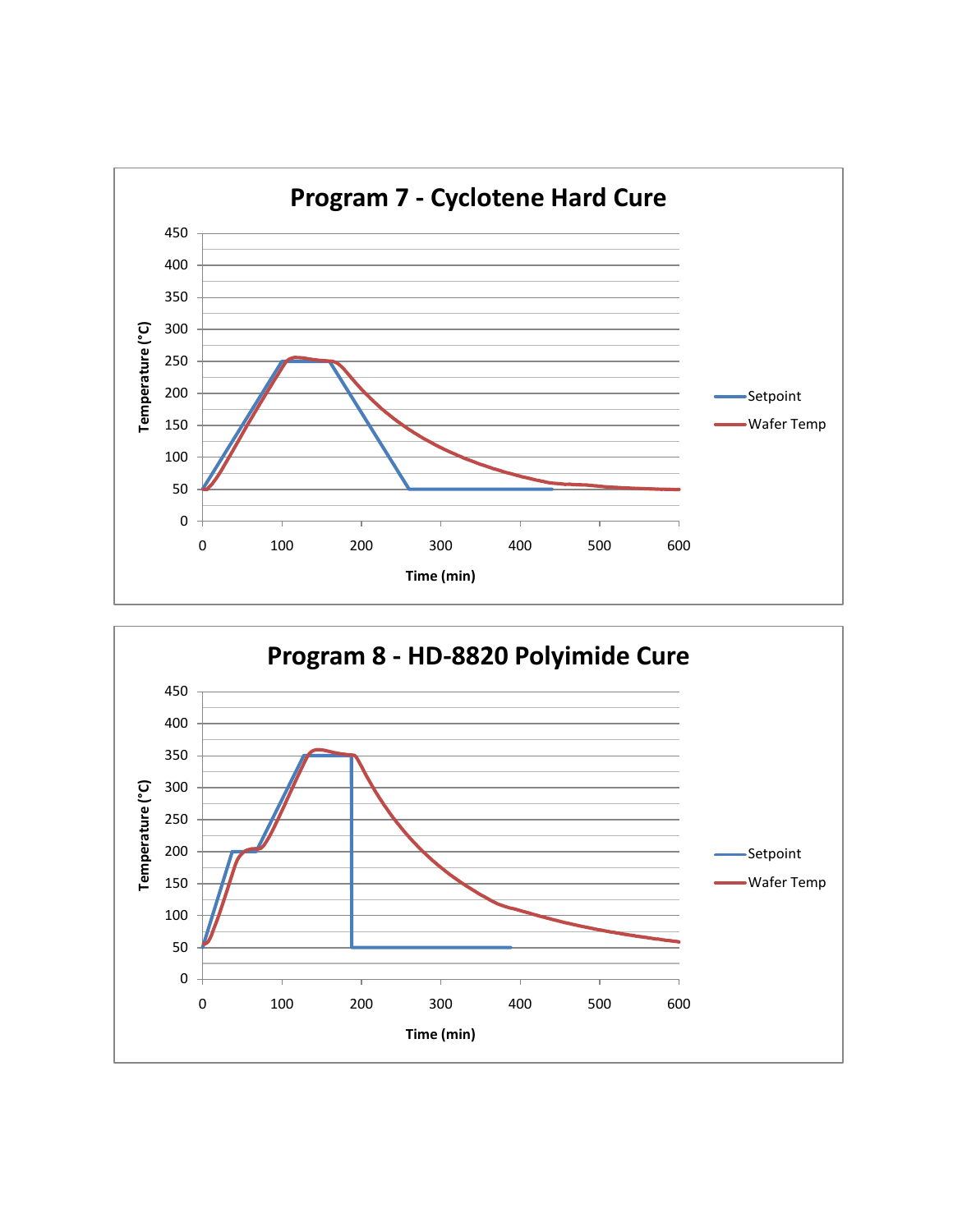Program 7 - Cyclotene Hard Cure

Temperature (°C)

450
400
350
300
250
200
150
100
50
0

0
100
200
300
400
500
600

Time (min)

Setpoint
Wafer Temp

Program 8 - HD-8820 Polyimide Cure

Temperature (°C)

450
400
350
300
250
200
150
100
50
0

0
100
200
300
400
500
600

Time (min)

Setpoint
Wafer Temp